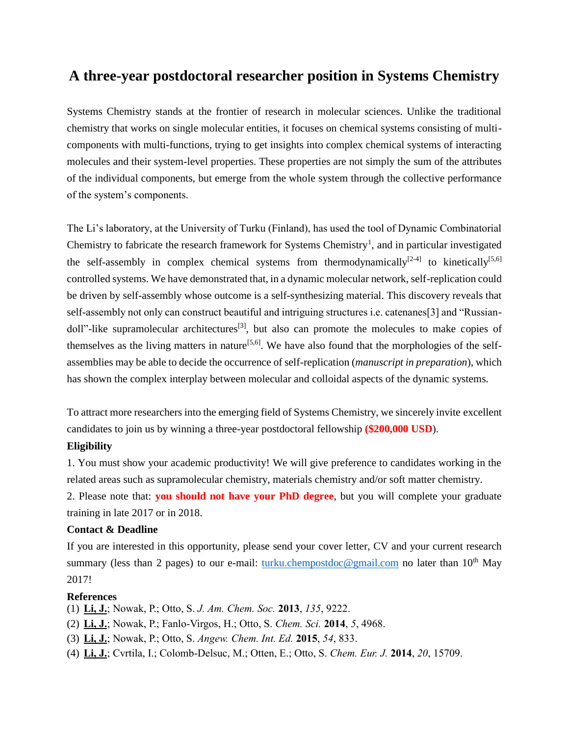# A three-year postdoctoral researcher position in Systems Chemistry

Systems Chemistry stands at the frontier of research in molecular sciences. Unlike the traditional chemistry that works on single molecular entities, it focuses on chemical systems consisting of multi-components with multi-functions, trying to get insights into complex chemical systems of interacting molecules and their system-level properties. These properties are not simply the sum of the attributes of the individual components, but emerge from the whole system through the collective performance of the system's components.

The Li's laboratory, at the University of Turku (Finland), has used the tool of Dynamic Combinatorial Chemistry to fabricate the research framework for Systems Chemistry[1], and in particular investigated the self-assembly in complex chemical systems from thermodynamically[2-4] to kinetically[5,6] controlled systems. We have demonstrated that, in a dynamic molecular network, self-replication could be driven by self-assembly whose outcome is a self-synthesizing material. This discovery reveals that self-assembly not only can construct beautiful and intriguing structures i.e. catenanes[3] and "Russian-doll"-like supramolecular architectures[3], but also can promote the molecules to make copies of themselves as the living matters in nature[5,6]. We have also found that the morphologies of the self-assemblies may be able to decide the occurrence of self-replication (*manuscript in preparation*), which has shown the complex interplay between molecular and colloidal aspects of the dynamic systems.

To attract more researchers into the emerging field of Systems Chemistry, we sincerely invite excellent candidates to join us by winning a three-year postdoctoral fellowship **($200,000 USD)**.

**Eligibility**

1. You must show your academic productivity! We will give preference to candidates working in the related areas such as supramolecular chemistry, materials chemistry and/or soft matter chemistry.
2. Please note that: **you should not have your PhD degree**, but you will complete your graduate training in late 2017 or in 2018.

**Contact & Deadline**

If you are interested in this opportunity, please send your cover letter, CV and your current research summary (less than 2 pages) to our e-mail: turku.chempostdoc@gmail.com no later than 10th May 2017!

**References**

(1) **Li, J.**; Nowak, P.; Otto, S. *J. Am. Chem. Soc.* **2013**, *135*, 9222.
(2) **Li, J.**; Nowak, P.; Fanlo-Virgos, H.; Otto, S. *Chem. Sci.* **2014**, *5*, 4968.
(3) **Li, J.**; Nowak, P.; Otto, S. *Angew. Chem. Int. Ed.* **2015**, *54*, 833.
(4) **Li, J.**; Cvrtila, I.; Colomb-Delsuc, M.; Otten, E.; Otto, S. *Chem. Eur. J.* **2014**, *20*, 15709.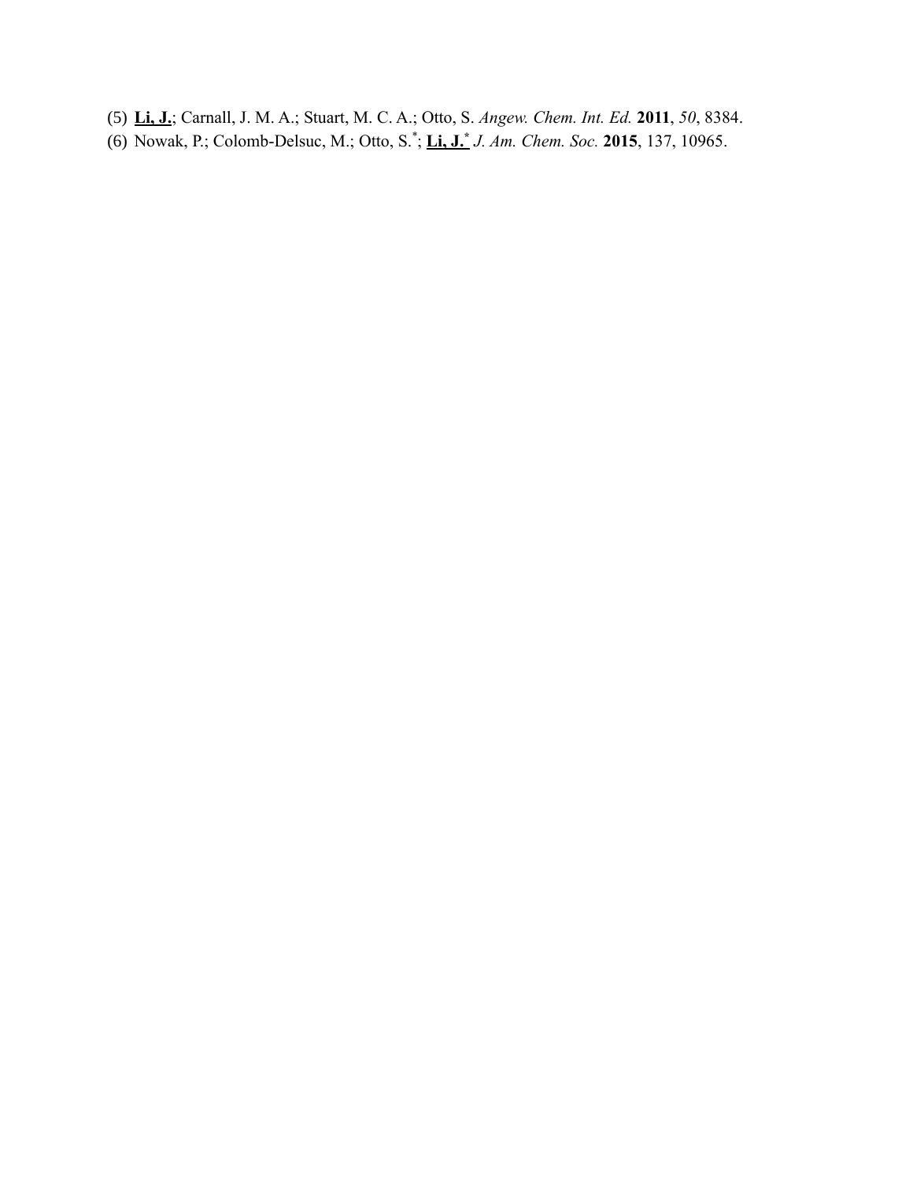(5) **Li, J.**; Carnall, J. M. A.; Stuart, M. C. A.; Otto, S. *Angew. Chem. Int. Ed.* **2011**, *50*, 8384.
(6) Nowak, P.; Colomb-Delsuc, M.; Otto, S.[*]; **Li, J.**[*] *J. Am. Chem. Soc.* **2015**, 137, 10965.